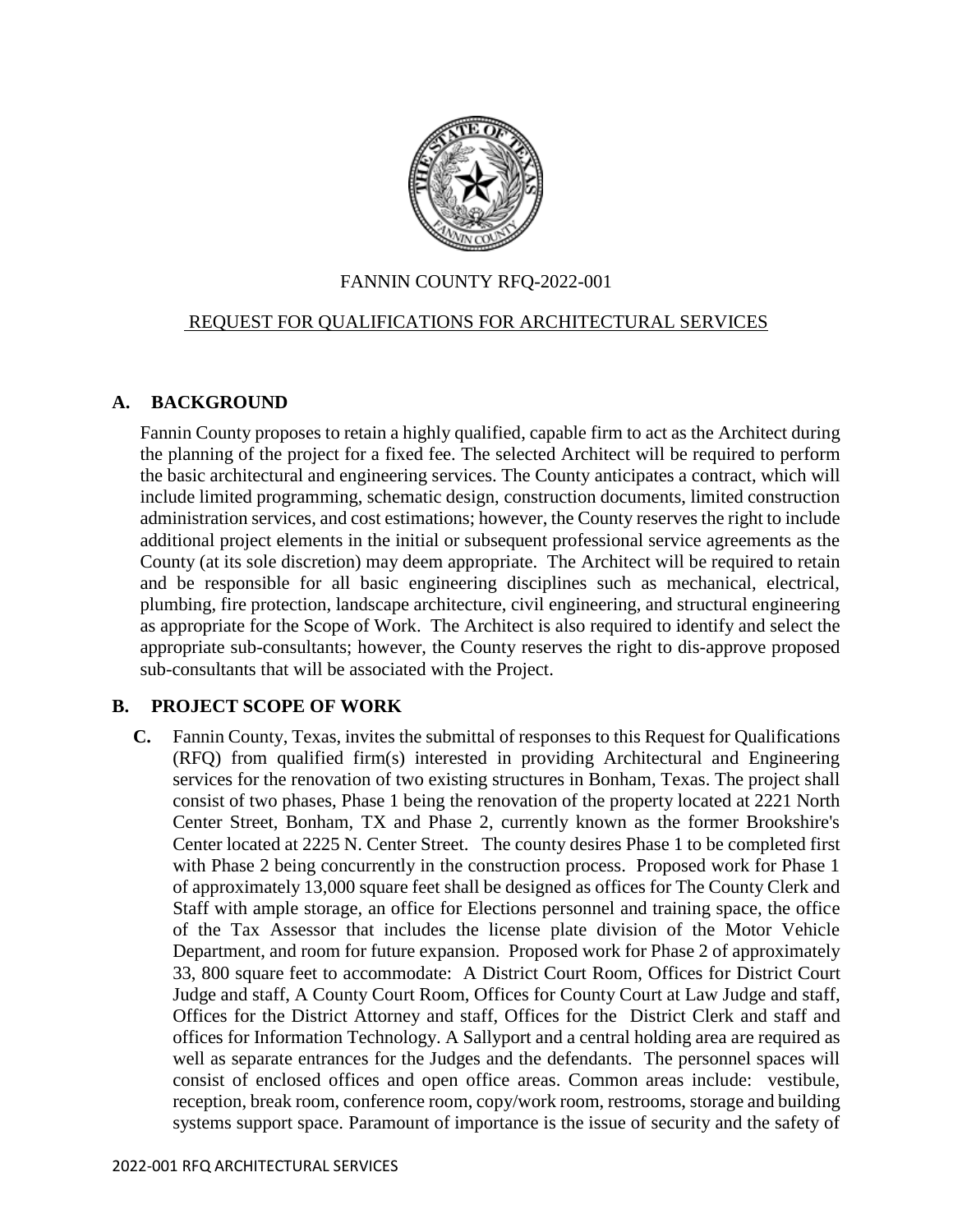FANNIN COUNTY RFQ-2022-001

REQUEST FOR QUALIFICATIONS FOR ARCHITECTURAL SERVICES

## A. BACKGROUND

Fannin County proposes to retain a highly qualified, capable firm to act as the Architect during the planning of the project for a fixed fee. The selected Architect will be required to perform the basic architectural and engineering services. The County anticipates a contract, which will include limited programming, schematic design, construction documents, limited construction administration services, and cost estimations; however, the County reserves the right to include additional project elements in the initial or subsequent professional service agreements as the County (at its sole discretion) may deem appropriate. The Architect will be required to retain and be responsible for all basic engineering disciplines such as mechanical, electrical, plumbing, fire protection, landscape architecture, civil engineering, and structural engineering as appropriate for the Scope of Work. The Architect is also required to identify and select the appropriate sub-consultants; however, the County reserves the right to dis-approve proposed sub-consultants that will be associated with the Project.

## B. PROJECT SCOPE OF WORK

**C.** Fannin County, Texas, invites the submittal of responses to this Request for Qualifications (RFQ) from qualified firm(s) interested in providing Architectural and Engineering services for the renovation of two existing structures in Bonham, Texas. The project shall consist of two phases, Phase 1 being the renovation of the property located at 2221 North Center Street, Bonham, TX and Phase 2, currently known as the former Brookshire's Center located at 2225 N. Center Street. The county desires Phase 1 to be completed first with Phase 2 being concurrently in the construction process. Proposed work for Phase 1 of approximately 13,000 square feet shall be designed as offices for The County Clerk and Staff with ample storage, an office for Elections personnel and training space, the office of the Tax Assessor that includes the license plate division of the Motor Vehicle Department, and room for future expansion. Proposed work for Phase 2 of approximately 33, 800 square feet to accommodate: A District Court Room, Offices for District Court Judge and staff, A County Court Room, Offices for County Court at Law Judge and staff, Offices for the District Attorney and staff, Offices for the District Clerk and staff and offices for Information Technology. A Sallyport and a central holding area are required as well as separate entrances for the Judges and the defendants. The personnel spaces will consist of enclosed offices and open office areas. Common areas include: vestibule, reception, break room, conference room, copy/work room, restrooms, storage and building systems support space. Paramount of importance is the issue of security and the safety of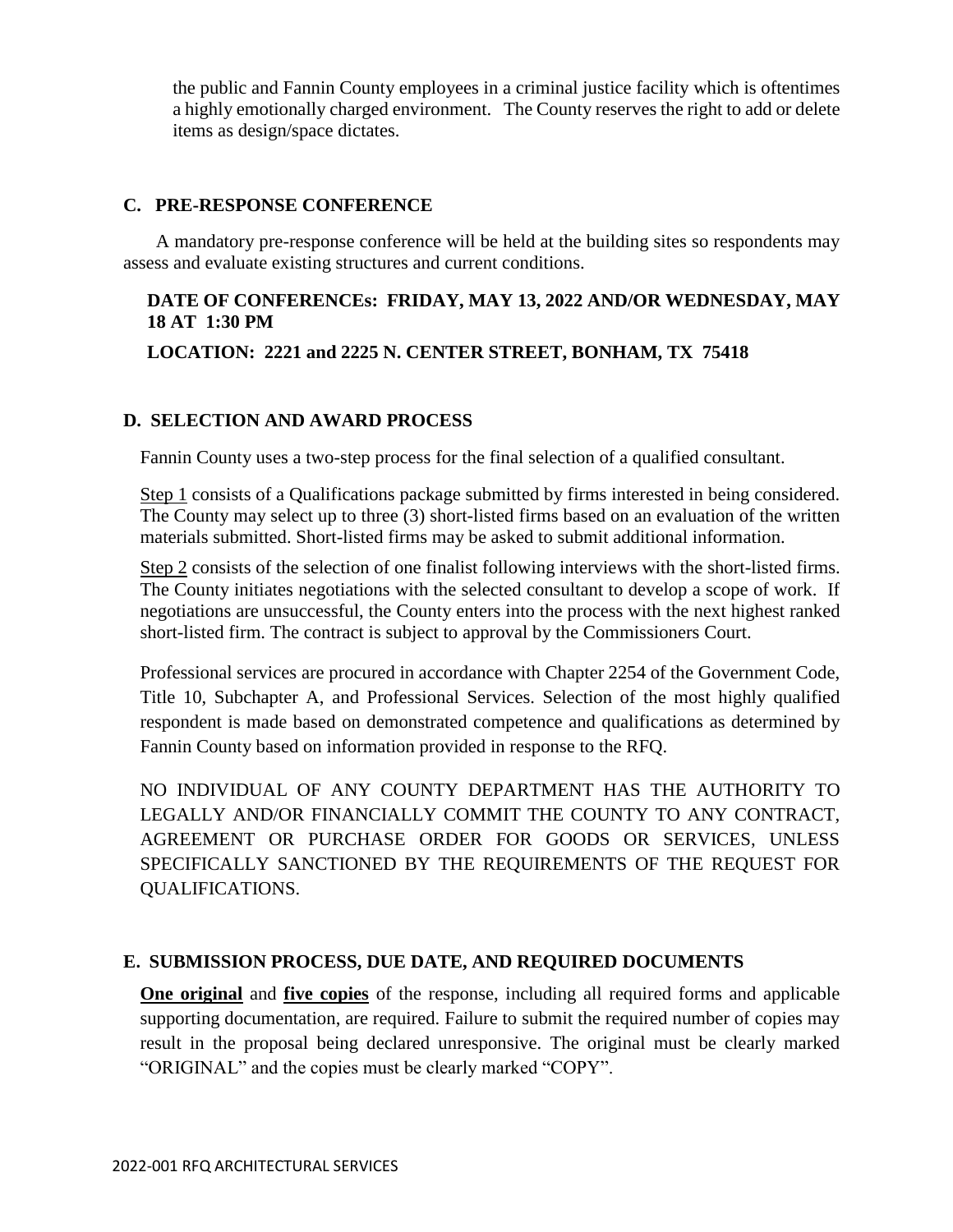the public and Fannin County employees in a criminal justice facility which is oftentimes a highly emotionally charged environment. The County reserves the right to add or delete items as design/space dictates.

## C. PRE-RESPONSE CONFERENCE

A mandatory pre-response conference will be held at the building sites so respondents may assess and evaluate existing structures and current conditions.

**DATE OF CONFERENCEs: FRIDAY, MAY 13, 2022 AND/OR WEDNESDAY, MAY 18 AT 1:30 PM**

**LOCATION: 2221 and 2225 N. CENTER STREET, BONHAM, TX 75418**

## D. SELECTION AND AWARD PROCESS

Fannin County uses a two-step process for the final selection of a qualified consultant.

Step 1 consists of a Qualifications package submitted by firms interested in being considered. The County may select up to three (3) short-listed firms based on an evaluation of the written materials submitted. Short-listed firms may be asked to submit additional information.

Step 2 consists of the selection of one finalist following interviews with the short-listed firms. The County initiates negotiations with the selected consultant to develop a scope of work. If negotiations are unsuccessful, the County enters into the process with the next highest ranked short-listed firm. The contract is subject to approval by the Commissioners Court.

Professional services are procured in accordance with Chapter 2254 of the Government Code, Title 10, Subchapter A, and Professional Services. Selection of the most highly qualified respondent is made based on demonstrated competence and qualifications as determined by Fannin County based on information provided in response to the RFQ.

NO INDIVIDUAL OF ANY COUNTY DEPARTMENT HAS THE AUTHORITY TO LEGALLY AND/OR FINANCIALLY COMMIT THE COUNTY TO ANY CONTRACT, AGREEMENT OR PURCHASE ORDER FOR GOODS OR SERVICES, UNLESS SPECIFICALLY SANCTIONED BY THE REQUIREMENTS OF THE REQUEST FOR QUALIFICATIONS.

## E. SUBMISSION PROCESS, DUE DATE, AND REQUIRED DOCUMENTS

**One original** and **five copies** of the response, including all required forms and applicable supporting documentation, are required. Failure to submit the required number of copies may result in the proposal being declared unresponsive. The original must be clearly marked "ORIGINAL" and the copies must be clearly marked "COPY".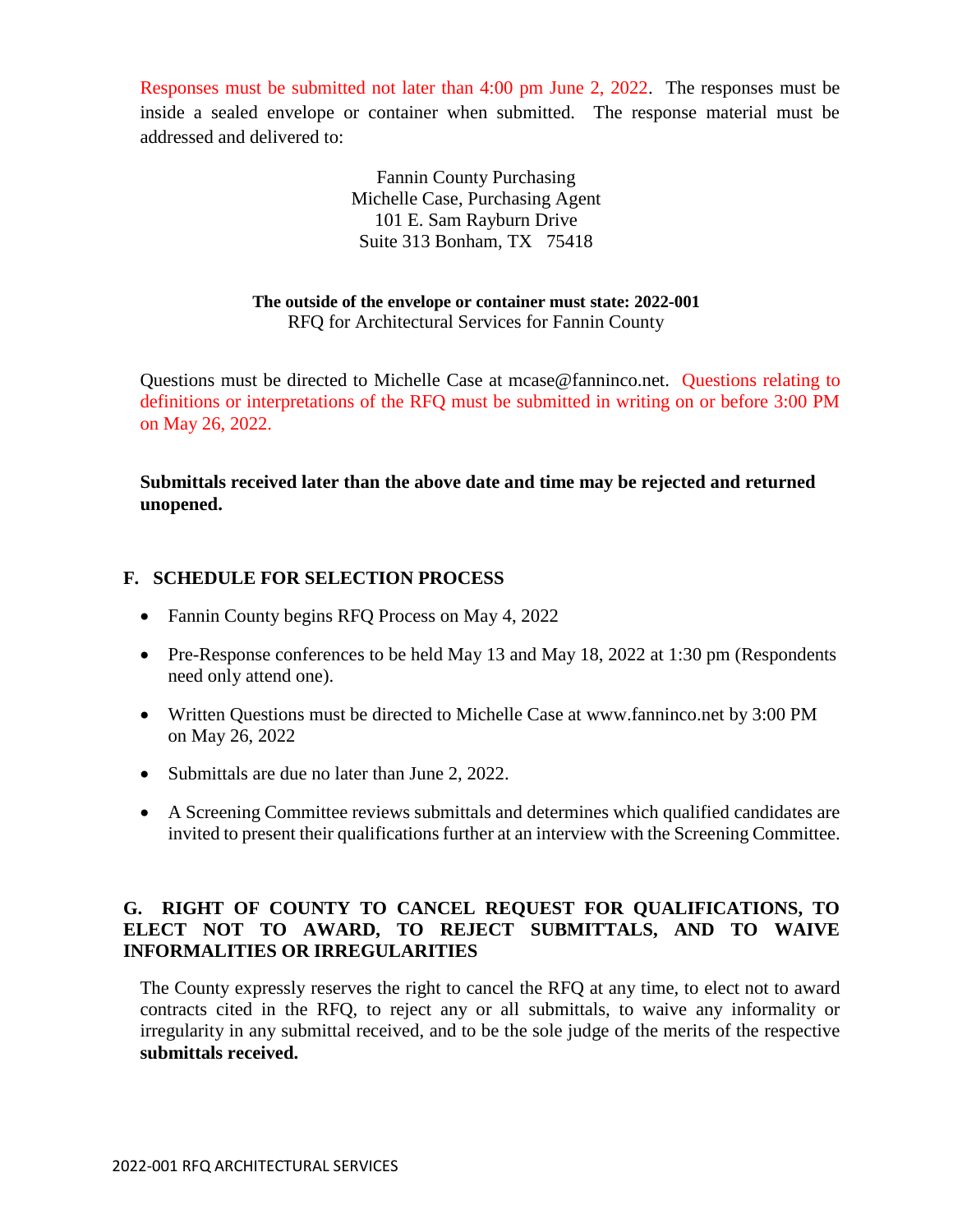Responses must be submitted not later than 4:00 pm June 2, 2022. The responses must be inside a sealed envelope or container when submitted. The response material must be addressed and delivered to:

Fannin County Purchasing
Michelle Case, Purchasing Agent
101 E. Sam Rayburn Drive
Suite 313 Bonham, TX 75418

**The outside of the envelope or container must state: 2022-001**
RFQ for Architectural Services for Fannin County

Questions must be directed to Michelle Case at mcase@fanninco.net. Questions relating to definitions or interpretations of the RFQ must be submitted in writing on or before 3:00 PM on May 26, 2022.

**Submittals received later than the above date and time may be rejected and returned unopened.**

## F. SCHEDULE FOR SELECTION PROCESS

- Fannin County begins RFQ Process on May 4, 2022
- Pre-Response conferences to be held May 13 and May 18, 2022 at 1:30 pm (Respondents need only attend one).
- Written Questions must be directed to Michelle Case at www.fanninco.net by 3:00 PM on May 26, 2022
- Submittals are due no later than June 2, 2022.
- A Screening Committee reviews submittals and determines which qualified candidates are invited to present their qualifications further at an interview with the Screening Committee.

## G. RIGHT OF COUNTY TO CANCEL REQUEST FOR QUALIFICATIONS, TO ELECT NOT TO AWARD, TO REJECT SUBMITTALS, AND TO WAIVE INFORMALITIES OR IRREGULARITIES

The County expressly reserves the right to cancel the RFQ at any time, to elect not to award contracts cited in the RFQ, to reject any or all submittals, to waive any informality or irregularity in any submittal received, and to be the sole judge of the merits of the respective **submittals received.**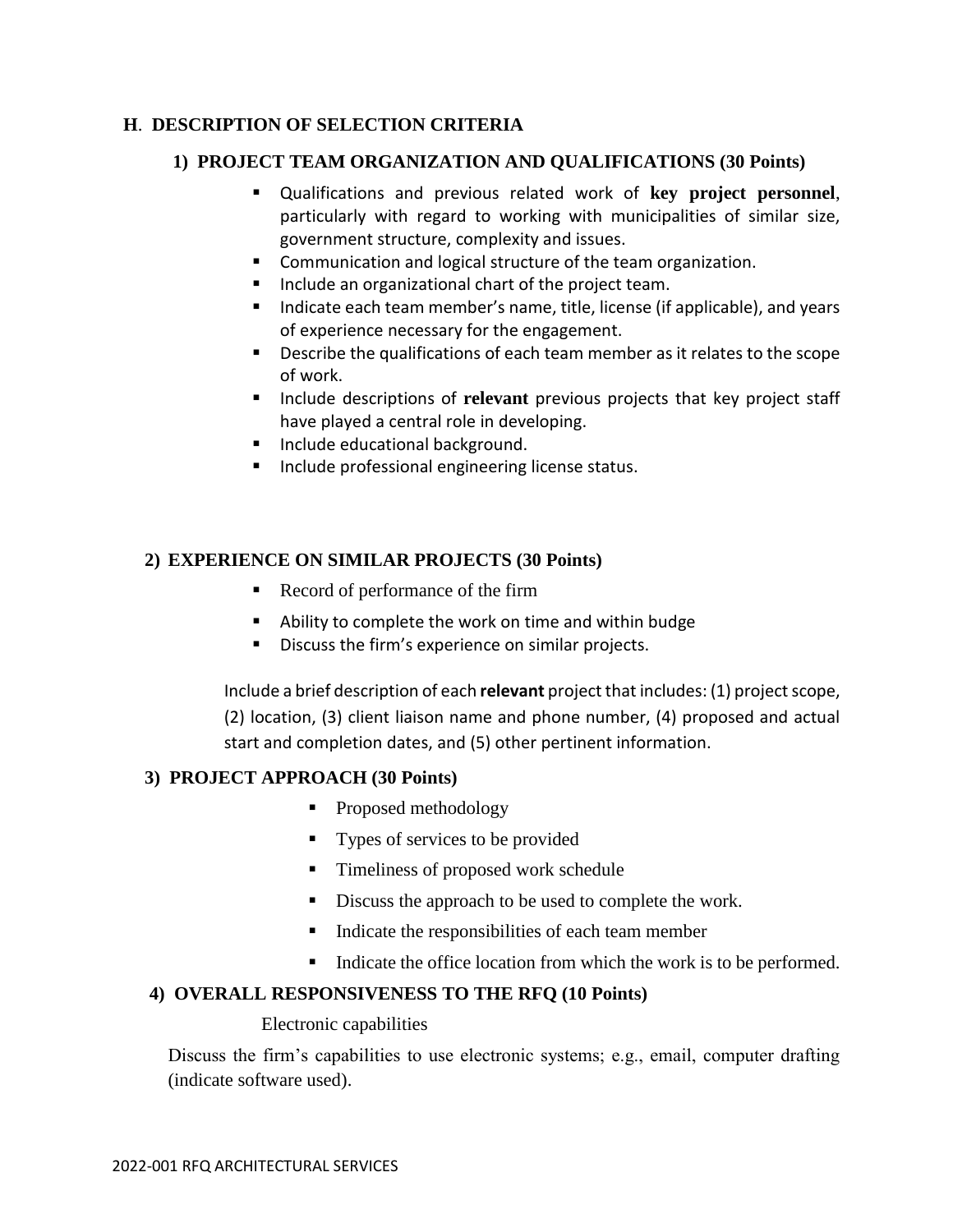## H. DESCRIPTION OF SELECTION CRITERIA

### 1) PROJECT TEAM ORGANIZATION AND QUALIFICATIONS (30 Points)

- Qualifications and previous related work of **key project personnel**, particularly with regard to working with municipalities of similar size, government structure, complexity and issues.
- Communication and logical structure of the team organization.
- Include an organizational chart of the project team.
- Indicate each team member's name, title, license (if applicable), and years of experience necessary for the engagement.
- Describe the qualifications of each team member as it relates to the scope of work.
- Include descriptions of **relevant** previous projects that key project staff have played a central role in developing.
- Include educational background.
- Include professional engineering license status.

### 2) EXPERIENCE ON SIMILAR PROJECTS (30 Points)

- Record of performance of the firm
- Ability to complete the work on time and within budge
- Discuss the firm's experience on similar projects.

Include a brief description of each **relevant** project that includes: (1) project scope, (2) location, (3) client liaison name and phone number, (4) proposed and actual start and completion dates, and (5) other pertinent information.

### 3) PROJECT APPROACH (30 Points)

- Proposed methodology
- Types of services to be provided
- Timeliness of proposed work schedule
- Discuss the approach to be used to complete the work.
- Indicate the responsibilities of each team member
- Indicate the office location from which the work is to be performed.

### 4) OVERALL RESPONSIVENESS TO THE RFQ (10 Points)

Electronic capabilities

Discuss the firm's capabilities to use electronic systems; e.g., email, computer drafting (indicate software used).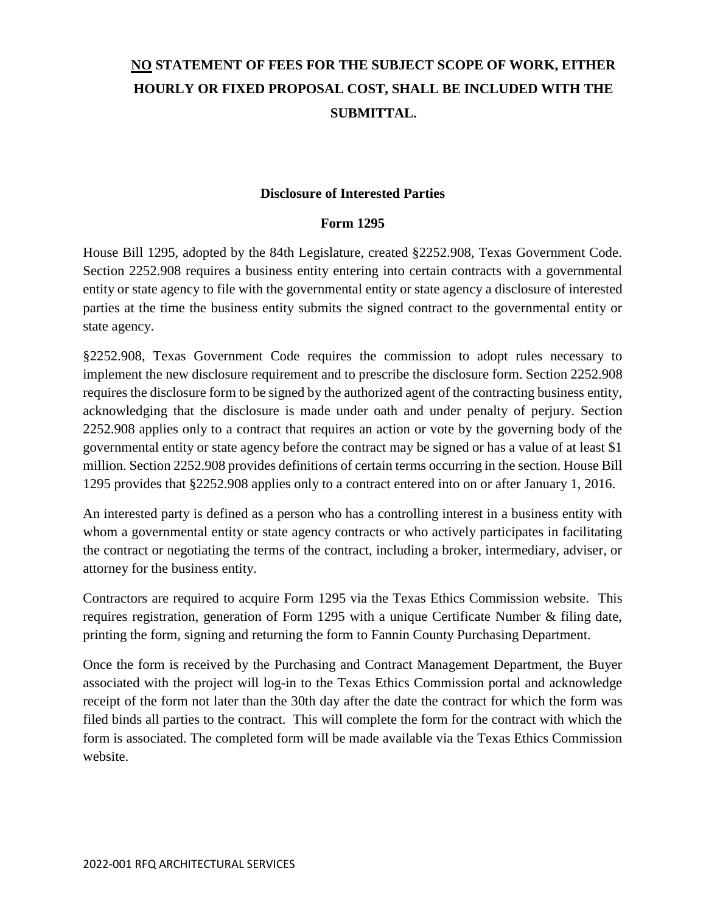**<u>NO</u> STATEMENT OF FEES FOR THE SUBJECT SCOPE OF WORK, EITHER HOURLY OR FIXED PROPOSAL COST, SHALL BE INCLUDED WITH THE SUBMITTAL.**

## Disclosure of Interested Parties

### Form 1295

House Bill 1295, adopted by the 84th Legislature, created §2252.908, Texas Government Code. Section 2252.908 requires a business entity entering into certain contracts with a governmental entity or state agency to file with the governmental entity or state agency a disclosure of interested parties at the time the business entity submits the signed contract to the governmental entity or state agency.

§2252.908, Texas Government Code requires the commission to adopt rules necessary to implement the new disclosure requirement and to prescribe the disclosure form. Section 2252.908 requires the disclosure form to be signed by the authorized agent of the contracting business entity, acknowledging that the disclosure is made under oath and under penalty of perjury. Section 2252.908 applies only to a contract that requires an action or vote by the governing body of the governmental entity or state agency before the contract may be signed or has a value of at least $1 million. Section 2252.908 provides definitions of certain terms occurring in the section. House Bill 1295 provides that §2252.908 applies only to a contract entered into on or after January 1, 2016.

An interested party is defined as a person who has a controlling interest in a business entity with whom a governmental entity or state agency contracts or who actively participates in facilitating the contract or negotiating the terms of the contract, including a broker, intermediary, adviser, or attorney for the business entity.

Contractors are required to acquire Form 1295 via the Texas Ethics Commission website. This requires registration, generation of Form 1295 with a unique Certificate Number & filing date, printing the form, signing and returning the form to Fannin County Purchasing Department.

Once the form is received by the Purchasing and Contract Management Department, the Buyer associated with the project will log-in to the Texas Ethics Commission portal and acknowledge receipt of the form not later than the 30th day after the date the contract for which the form was filed binds all parties to the contract. This will complete the form for the contract with which the form is associated. The completed form will be made available via the Texas Ethics Commission website.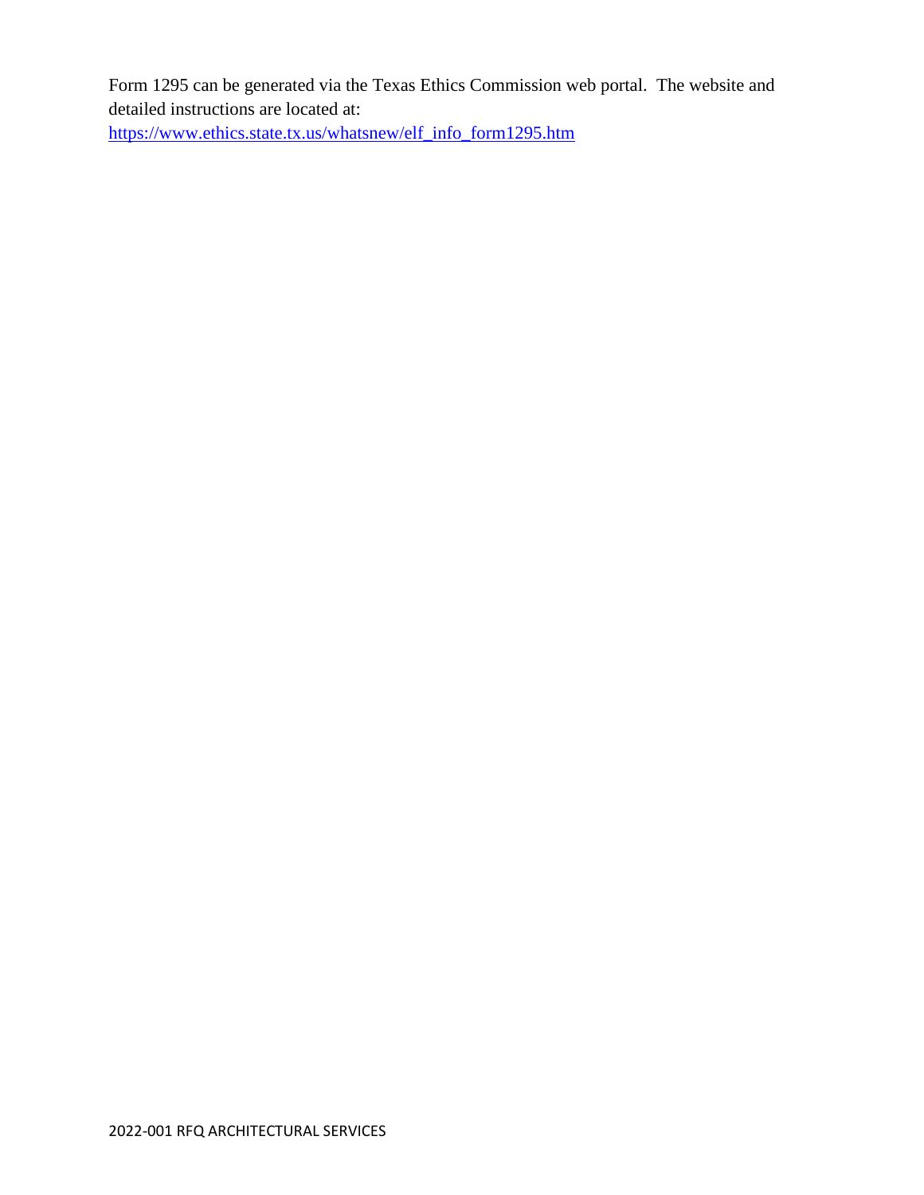Form 1295 can be generated via the Texas Ethics Commission web portal. The website and detailed instructions are located at:
https://www.ethics.state.tx.us/whatsnew/elf_info_form1295.htm